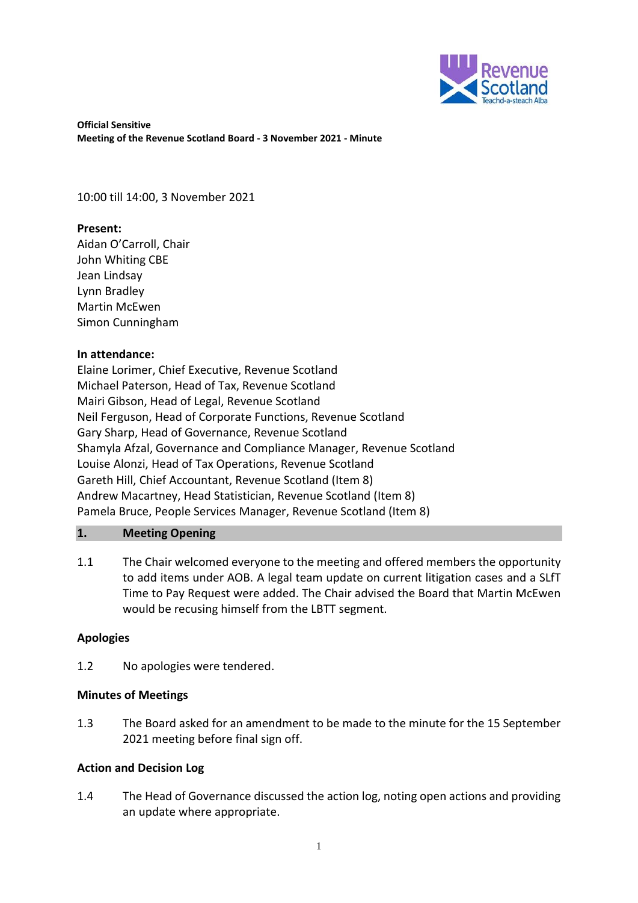**Official Sensitive**
**Meeting of the Revenue Scotland Board - 3 November 2021 - Minute**

10:00 till 14:00, 3 November 2021

**Present:**
Aidan O'Carroll, Chair
John Whiting CBE
Jean Lindsay
Lynn Bradley
Martin McEwen
Simon Cunningham

**In attendance:**
Elaine Lorimer, Chief Executive, Revenue Scotland
Michael Paterson, Head of Tax, Revenue Scotland
Mairi Gibson, Head of Legal, Revenue Scotland
Neil Ferguson, Head of Corporate Functions, Revenue Scotland
Gary Sharp, Head of Governance, Revenue Scotland
Shamyla Afzal, Governance and Compliance Manager, Revenue Scotland
Louise Alonzi, Head of Tax Operations, Revenue Scotland
Gareth Hill, Chief Accountant, Revenue Scotland (Item 8)
Andrew Macartney, Head Statistician, Revenue Scotland (Item 8)
Pamela Bruce, People Services Manager, Revenue Scotland (Item 8)

## 1. Meeting Opening

1.1 The Chair welcomed everyone to the meeting and offered members the opportunity to add items under AOB. A legal team update on current litigation cases and a SLfT Time to Pay Request were added. The Chair advised the Board that Martin McEwen would be recusing himself from the LBTT segment.

### Apologies

1.2 No apologies were tendered.

### Minutes of Meetings

1.3 The Board asked for an amendment to be made to the minute for the 15 September 2021 meeting before final sign off.

### Action and Decision Log

1.4 The Head of Governance discussed the action log, noting open actions and providing an update where appropriate.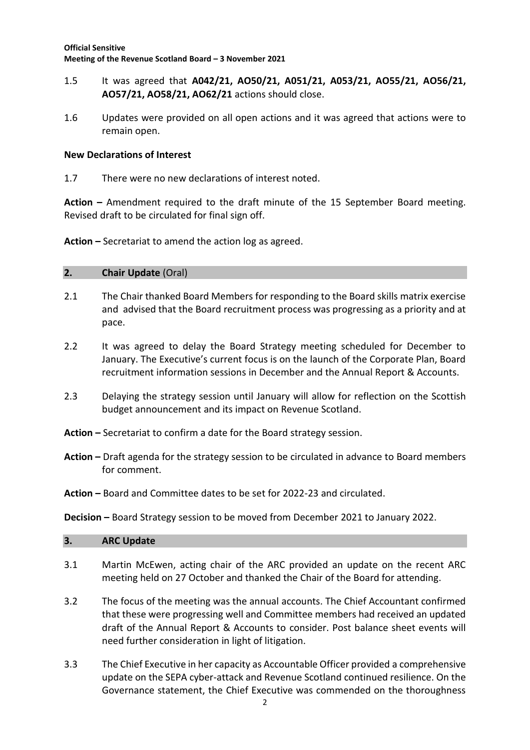1.5 It was agreed that **A042/21, AO50/21, A051/21, A053/21, AO55/21, AO56/21, AO57/21, AO58/21, AO62/21** actions should close.

1.6 Updates were provided on all open actions and it was agreed that actions were to remain open.

**New Declarations of Interest**

1.7 There were no new declarations of interest noted.

**Action –** Amendment required to the draft minute of the 15 September Board meeting. Revised draft to be circulated for final sign off.

**Action –** Secretariat to amend the action log as agreed.

## 2. Chair Update (Oral)

2.1 The Chair thanked Board Members for responding to the Board skills matrix exercise and advised that the Board recruitment process was progressing as a priority and at pace.

2.2 It was agreed to delay the Board Strategy meeting scheduled for December to January. The Executive's current focus is on the launch of the Corporate Plan, Board recruitment information sessions in December and the Annual Report & Accounts.

2.3 Delaying the strategy session until January will allow for reflection on the Scottish budget announcement and its impact on Revenue Scotland.

**Action –** Secretariat to confirm a date for the Board strategy session.

**Action –** Draft agenda for the strategy session to be circulated in advance to Board members for comment.

**Action –** Board and Committee dates to be set for 2022-23 and circulated.

**Decision –** Board Strategy session to be moved from December 2021 to January 2022.

## 3. ARC Update

3.1 Martin McEwen, acting chair of the ARC provided an update on the recent ARC meeting held on 27 October and thanked the Chair of the Board for attending.

3.2 The focus of the meeting was the annual accounts. The Chief Accountant confirmed that these were progressing well and Committee members had received an updated draft of the Annual Report & Accounts to consider. Post balance sheet events will need further consideration in light of litigation.

3.3 The Chief Executive in her capacity as Accountable Officer provided a comprehensive update on the SEPA cyber-attack and Revenue Scotland continued resilience. On the Governance statement, the Chief Executive was commended on the thoroughness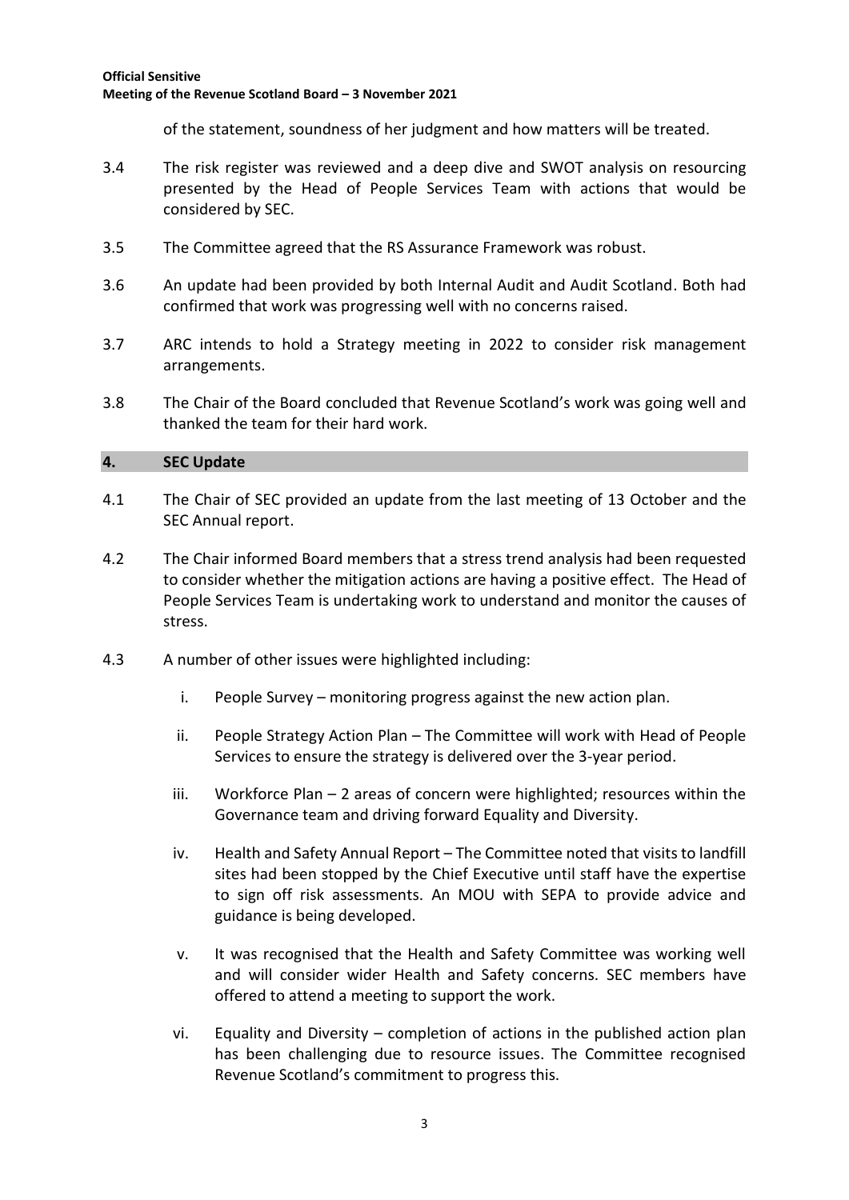of the statement, soundness of her judgment and how matters will be treated.

3.4 The risk register was reviewed and a deep dive and SWOT analysis on resourcing presented by the Head of People Services Team with actions that would be considered by SEC.

3.5 The Committee agreed that the RS Assurance Framework was robust.

3.6 An update had been provided by both Internal Audit and Audit Scotland. Both had confirmed that work was progressing well with no concerns raised.

3.7 ARC intends to hold a Strategy meeting in 2022 to consider risk management arrangements.

3.8 The Chair of the Board concluded that Revenue Scotland's work was going well and thanked the team for their hard work.

## 4. SEC Update

4.1 The Chair of SEC provided an update from the last meeting of 13 October and the SEC Annual report.

4.2 The Chair informed Board members that a stress trend analysis had been requested to consider whether the mitigation actions are having a positive effect. The Head of People Services Team is undertaking work to understand and monitor the causes of stress.

4.3 A number of other issues were highlighted including:

i. People Survey – monitoring progress against the new action plan.

ii. People Strategy Action Plan – The Committee will work with Head of People Services to ensure the strategy is delivered over the 3-year period.

iii. Workforce Plan – 2 areas of concern were highlighted; resources within the Governance team and driving forward Equality and Diversity.

iv. Health and Safety Annual Report – The Committee noted that visits to landfill sites had been stopped by the Chief Executive until staff have the expertise to sign off risk assessments. An MOU with SEPA to provide advice and guidance is being developed.

v. It was recognised that the Health and Safety Committee was working well and will consider wider Health and Safety concerns. SEC members have offered to attend a meeting to support the work.

vi. Equality and Diversity – completion of actions in the published action plan has been challenging due to resource issues. The Committee recognised Revenue Scotland's commitment to progress this.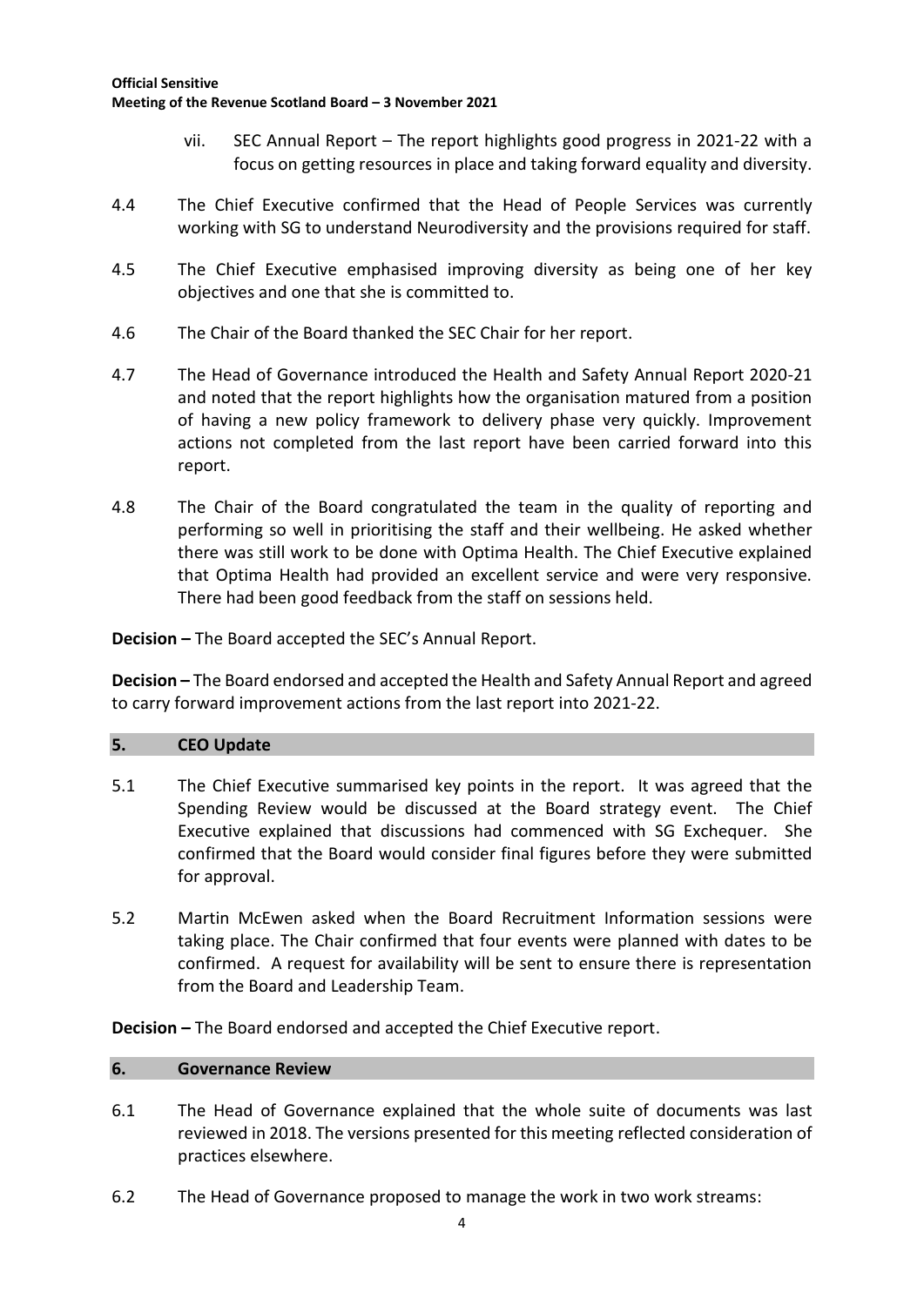vii. SEC Annual Report – The report highlights good progress in 2021-22 with a focus on getting resources in place and taking forward equality and diversity.

4.4 The Chief Executive confirmed that the Head of People Services was currently working with SG to understand Neurodiversity and the provisions required for staff.

4.5 The Chief Executive emphasised improving diversity as being one of her key objectives and one that she is committed to.

4.6 The Chair of the Board thanked the SEC Chair for her report.

4.7 The Head of Governance introduced the Health and Safety Annual Report 2020-21 and noted that the report highlights how the organisation matured from a position of having a new policy framework to delivery phase very quickly. Improvement actions not completed from the last report have been carried forward into this report.

4.8 The Chair of the Board congratulated the team in the quality of reporting and performing so well in prioritising the staff and their wellbeing. He asked whether there was still work to be done with Optima Health. The Chief Executive explained that Optima Health had provided an excellent service and were very responsive. There had been good feedback from the staff on sessions held.

**Decision –** The Board accepted the SEC's Annual Report.

**Decision –** The Board endorsed and accepted the Health and Safety Annual Report and agreed to carry forward improvement actions from the last report into 2021-22.

## 5. CEO Update

5.1 The Chief Executive summarised key points in the report. It was agreed that the Spending Review would be discussed at the Board strategy event. The Chief Executive explained that discussions had commenced with SG Exchequer. She confirmed that the Board would consider final figures before they were submitted for approval.

5.2 Martin McEwen asked when the Board Recruitment Information sessions were taking place. The Chair confirmed that four events were planned with dates to be confirmed. A request for availability will be sent to ensure there is representation from the Board and Leadership Team.

**Decision –** The Board endorsed and accepted the Chief Executive report.

## 6. Governance Review

6.1 The Head of Governance explained that the whole suite of documents was last reviewed in 2018. The versions presented for this meeting reflected consideration of practices elsewhere.

6.2 The Head of Governance proposed to manage the work in two work streams: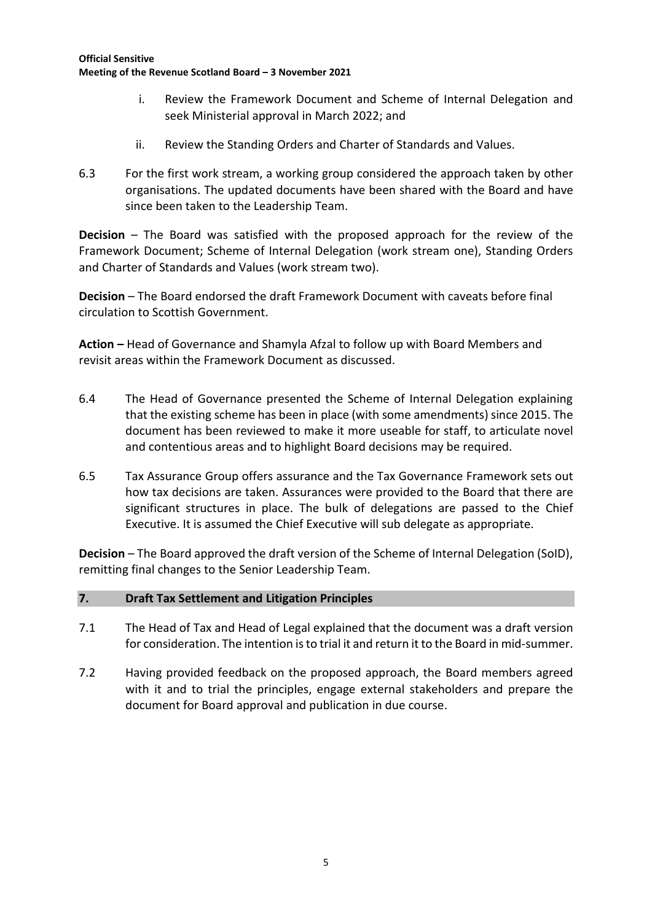i. Review the Framework Document and Scheme of Internal Delegation and seek Ministerial approval in March 2022; and

ii. Review the Standing Orders and Charter of Standards and Values.

6.3 For the first work stream, a working group considered the approach taken by other organisations. The updated documents have been shared with the Board and have since been taken to the Leadership Team.

**Decision** – The Board was satisfied with the proposed approach for the review of the Framework Document; Scheme of Internal Delegation (work stream one), Standing Orders and Charter of Standards and Values (work stream two).

**Decision** – The Board endorsed the draft Framework Document with caveats before final circulation to Scottish Government.

**Action –** Head of Governance and Shamyla Afzal to follow up with Board Members and revisit areas within the Framework Document as discussed.

6.4 The Head of Governance presented the Scheme of Internal Delegation explaining that the existing scheme has been in place (with some amendments) since 2015. The document has been reviewed to make it more useable for staff, to articulate novel and contentious areas and to highlight Board decisions may be required.

6.5 Tax Assurance Group offers assurance and the Tax Governance Framework sets out how tax decisions are taken. Assurances were provided to the Board that there are significant structures in place. The bulk of delegations are passed to the Chief Executive. It is assumed the Chief Executive will sub delegate as appropriate.

**Decision** – The Board approved the draft version of the Scheme of Internal Delegation (SoID), remitting final changes to the Senior Leadership Team.

## 7. Draft Tax Settlement and Litigation Principles

7.1 The Head of Tax and Head of Legal explained that the document was a draft version for consideration. The intention is to trial it and return it to the Board in mid-summer.

7.2 Having provided feedback on the proposed approach, the Board members agreed with it and to trial the principles, engage external stakeholders and prepare the document for Board approval and publication in due course.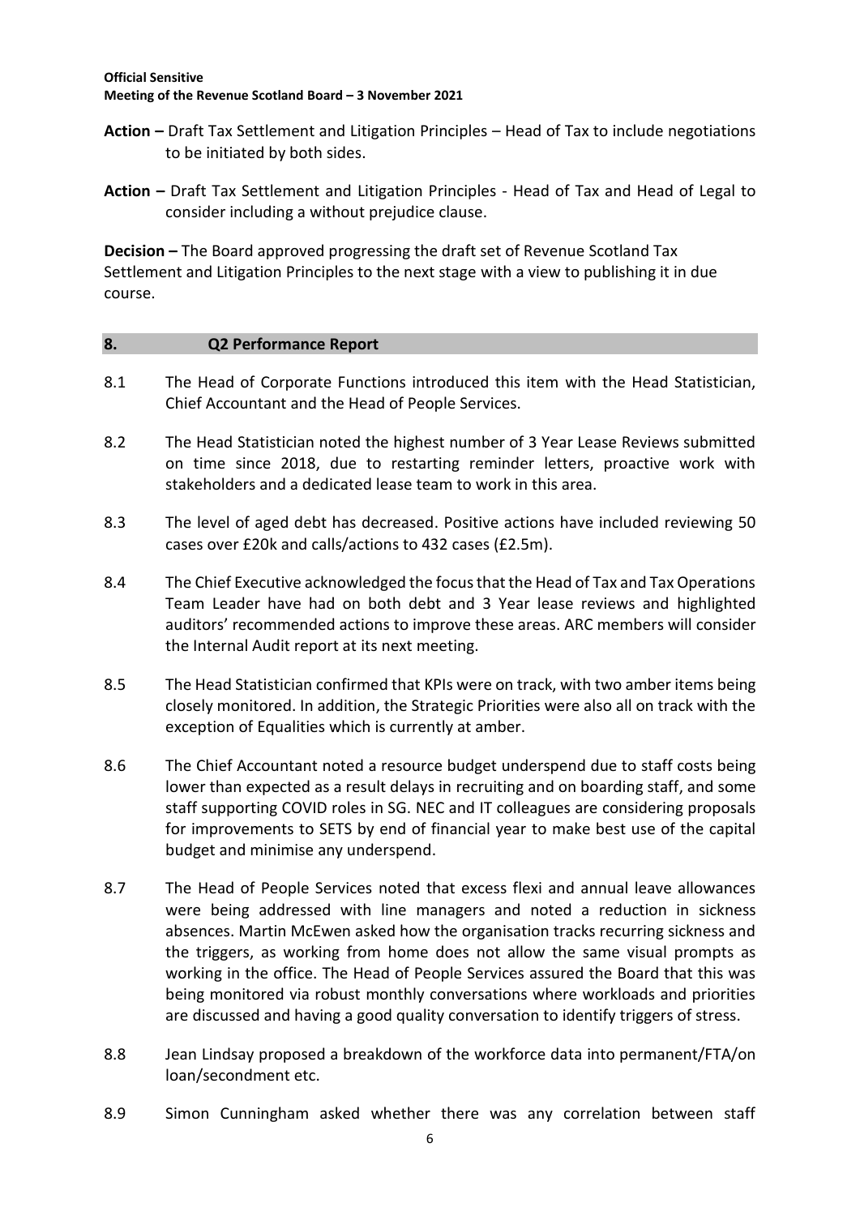**Action –** Draft Tax Settlement and Litigation Principles – Head of Tax to include negotiations to be initiated by both sides.

**Action –** Draft Tax Settlement and Litigation Principles - Head of Tax and Head of Legal to consider including a without prejudice clause.

**Decision –** The Board approved progressing the draft set of Revenue Scotland Tax Settlement and Litigation Principles to the next stage with a view to publishing it in due course.

## 8. Q2 Performance Report

8.1 The Head of Corporate Functions introduced this item with the Head Statistician, Chief Accountant and the Head of People Services.

8.2 The Head Statistician noted the highest number of 3 Year Lease Reviews submitted on time since 2018, due to restarting reminder letters, proactive work with stakeholders and a dedicated lease team to work in this area.

8.3 The level of aged debt has decreased. Positive actions have included reviewing 50 cases over £20k and calls/actions to 432 cases (£2.5m).

8.4 The Chief Executive acknowledged the focus that the Head of Tax and Tax Operations Team Leader have had on both debt and 3 Year lease reviews and highlighted auditors' recommended actions to improve these areas. ARC members will consider the Internal Audit report at its next meeting.

8.5 The Head Statistician confirmed that KPIs were on track, with two amber items being closely monitored. In addition, the Strategic Priorities were also all on track with the exception of Equalities which is currently at amber.

8.6 The Chief Accountant noted a resource budget underspend due to staff costs being lower than expected as a result delays in recruiting and on boarding staff, and some staff supporting COVID roles in SG. NEC and IT colleagues are considering proposals for improvements to SETS by end of financial year to make best use of the capital budget and minimise any underspend.

8.7 The Head of People Services noted that excess flexi and annual leave allowances were being addressed with line managers and noted a reduction in sickness absences. Martin McEwen asked how the organisation tracks recurring sickness and the triggers, as working from home does not allow the same visual prompts as working in the office. The Head of People Services assured the Board that this was being monitored via robust monthly conversations where workloads and priorities are discussed and having a good quality conversation to identify triggers of stress.

8.8 Jean Lindsay proposed a breakdown of the workforce data into permanent/FTA/on loan/secondment etc.

8.9 Simon Cunningham asked whether there was any correlation between staff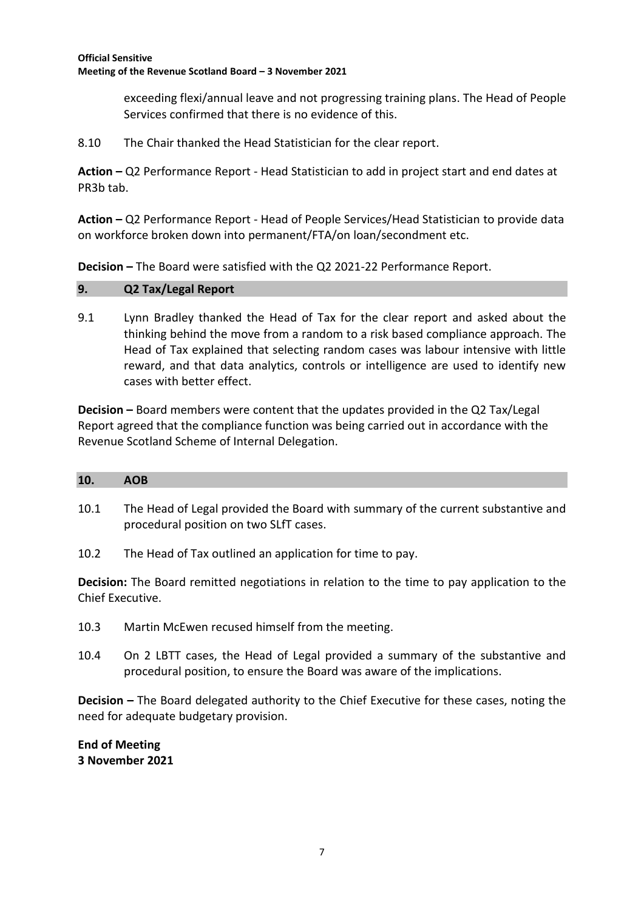exceeding flexi/annual leave and not progressing training plans. The Head of People Services confirmed that there is no evidence of this.

8.10 The Chair thanked the Head Statistician for the clear report.

**Action –** Q2 Performance Report - Head Statistician to add in project start and end dates at PR3b tab.

**Action –** Q2 Performance Report - Head of People Services/Head Statistician to provide data on workforce broken down into permanent/FTA/on loan/secondment etc.

**Decision –** The Board were satisfied with the Q2 2021-22 Performance Report.

## 9. Q2 Tax/Legal Report

9.1 Lynn Bradley thanked the Head of Tax for the clear report and asked about the thinking behind the move from a random to a risk based compliance approach. The Head of Tax explained that selecting random cases was labour intensive with little reward, and that data analytics, controls or intelligence are used to identify new cases with better effect.

**Decision –** Board members were content that the updates provided in the Q2 Tax/Legal Report agreed that the compliance function was being carried out in accordance with the Revenue Scotland Scheme of Internal Delegation.

## 10. AOB

10.1 The Head of Legal provided the Board with summary of the current substantive and procedural position on two SLfT cases.

10.2 The Head of Tax outlined an application for time to pay.

**Decision:** The Board remitted negotiations in relation to the time to pay application to the Chief Executive.

10.3 Martin McEwen recused himself from the meeting.

10.4 On 2 LBTT cases, the Head of Legal provided a summary of the substantive and procedural position, to ensure the Board was aware of the implications.

**Decision –** The Board delegated authority to the Chief Executive for these cases, noting the need for adequate budgetary provision.

**End of Meeting**
**3 November 2021**